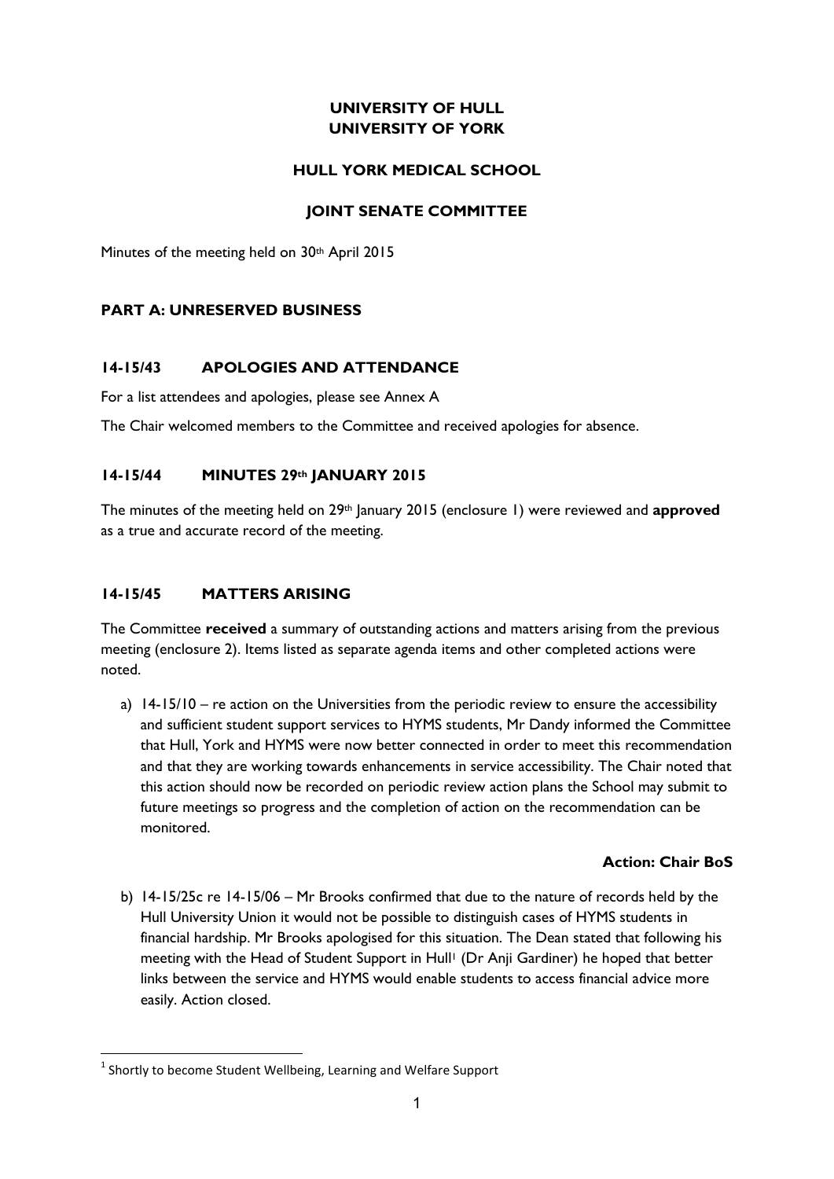# UNIVERSITY OF HULL
# UNIVERSITY OF YORK

## HULL YORK MEDICAL SCHOOL

## JOINT SENATE COMMITTEE

Minutes of the meeting held on 30th April 2015

## PART A: UNRESERVED BUSINESS

### 14-15/43 APOLOGIES AND ATTENDANCE

For a list attendees and apologies, please see Annex A

The Chair welcomed members to the Committee and received apologies for absence.

### 14-15/44 MINUTES 29th JANUARY 2015

The minutes of the meeting held on 29th January 2015 (enclosure 1) were reviewed and **approved** as a true and accurate record of the meeting.

### 14-15/45 MATTERS ARISING

The Committee **received** a summary of outstanding actions and matters arising from the previous meeting (enclosure 2). Items listed as separate agenda items and other completed actions were noted.

a) 14-15/10 – re action on the Universities from the periodic review to ensure the accessibility and sufficient student support services to HYMS students, Mr Dandy informed the Committee that Hull, York and HYMS were now better connected in order to meet this recommendation and that they are working towards enhancements in service accessibility. The Chair noted that this action should now be recorded on periodic review action plans the School may submit to future meetings so progress and the completion of action on the recommendation can be monitored.

**Action: Chair BoS**

b) 14-15/25c re 14-15/06 – Mr Brooks confirmed that due to the nature of records held by the Hull University Union it would not be possible to distinguish cases of HYMS students in financial hardship. Mr Brooks apologised for this situation. The Dean stated that following his meeting with the Head of Student Support in Hull[1] (Dr Anji Gardiner) he hoped that better links between the service and HYMS would enable students to access financial advice more easily. Action closed.

[1] Shortly to become Student Wellbeing, Learning and Welfare Support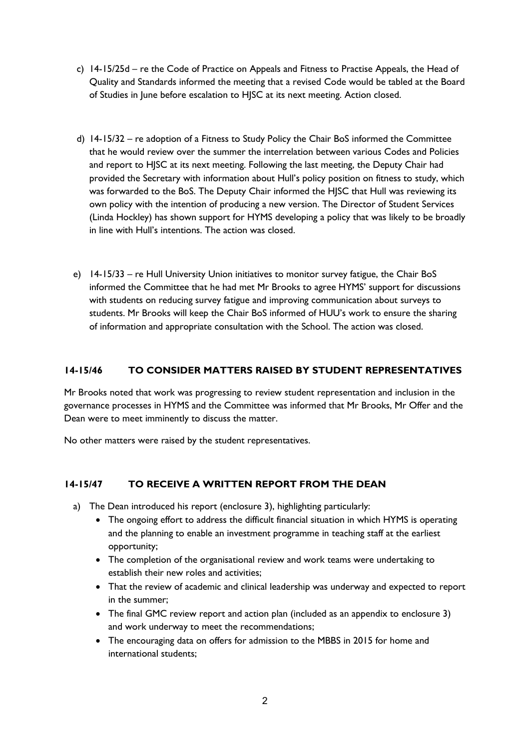c) 14-15/25d – re the Code of Practice on Appeals and Fitness to Practise Appeals, the Head of Quality and Standards informed the meeting that a revised Code would be tabled at the Board of Studies in June before escalation to HJSC at its next meeting. Action closed.

d) 14-15/32 – re adoption of a Fitness to Study Policy the Chair BoS informed the Committee that he would review over the summer the interrelation between various Codes and Policies and report to HJSC at its next meeting. Following the last meeting, the Deputy Chair had provided the Secretary with information about Hull's policy position on fitness to study, which was forwarded to the BoS. The Deputy Chair informed the HJSC that Hull was reviewing its own policy with the intention of producing a new version. The Director of Student Services (Linda Hockley) has shown support for HYMS developing a policy that was likely to be broadly in line with Hull's intentions. The action was closed.

e) 14-15/33 – re Hull University Union initiatives to monitor survey fatigue, the Chair BoS informed the Committee that he had met Mr Brooks to agree HYMS' support for discussions with students on reducing survey fatigue and improving communication about surveys to students. Mr Brooks will keep the Chair BoS informed of HUU's work to ensure the sharing of information and appropriate consultation with the School. The action was closed.

## 14-15/46 TO CONSIDER MATTERS RAISED BY STUDENT REPRESENTATIVES

Mr Brooks noted that work was progressing to review student representation and inclusion in the governance processes in HYMS and the Committee was informed that Mr Brooks, Mr Offer and the Dean were to meet imminently to discuss the matter.

No other matters were raised by the student representatives.

## 14-15/47 TO RECEIVE A WRITTEN REPORT FROM THE DEAN

a) The Dean introduced his report (enclosure 3), highlighting particularly:
   - The ongoing effort to address the difficult financial situation in which HYMS is operating and the planning to enable an investment programme in teaching staff at the earliest opportunity;
   - The completion of the organisational review and work teams were undertaking to establish their new roles and activities;
   - That the review of academic and clinical leadership was underway and expected to report in the summer;
   - The final GMC review report and action plan (included as an appendix to enclosure 3) and work underway to meet the recommendations;
   - The encouraging data on offers for admission to the MBBS in 2015 for home and international students;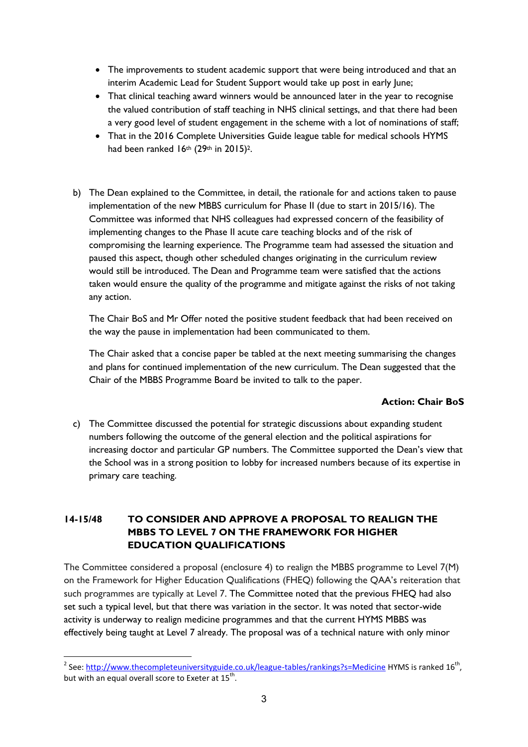- The improvements to student academic support that were being introduced and that an interim Academic Lead for Student Support would take up post in early June;
- That clinical teaching award winners would be announced later in the year to recognise the valued contribution of staff teaching in NHS clinical settings, and that there had been a very good level of student engagement in the scheme with a lot of nominations of staff;
- That in the 2016 Complete Universities Guide league table for medical schools HYMS had been ranked 16th (29th in 2015)[2].

b) The Dean explained to the Committee, in detail, the rationale for and actions taken to pause implementation of the new MBBS curriculum for Phase II (due to start in 2015/16). The Committee was informed that NHS colleagues had expressed concern of the feasibility of implementing changes to the Phase II acute care teaching blocks and of the risk of compromising the learning experience. The Programme team had assessed the situation and paused this aspect, though other scheduled changes originating in the curriculum review would still be introduced. The Dean and Programme team were satisfied that the actions taken would ensure the quality of the programme and mitigate against the risks of not taking any action.

   The Chair BoS and Mr Offer noted the positive student feedback that had been received on the way the pause in implementation had been communicated to them.

   The Chair asked that a concise paper be tabled at the next meeting summarising the changes and plans for continued implementation of the new curriculum. The Dean suggested that the Chair of the MBBS Programme Board be invited to talk to the paper.

**Action: Chair BoS**

c) The Committee discussed the potential for strategic discussions about expanding student numbers following the outcome of the general election and the political aspirations for increasing doctor and particular GP numbers. The Committee supported the Dean's view that the School was in a strong position to lobby for increased numbers because of its expertise in primary care teaching.

## 14-15/48 TO CONSIDER AND APPROVE A PROPOSAL TO REALIGN THE MBBS TO LEVEL 7 ON THE FRAMEWORK FOR HIGHER EDUCATION QUALIFICATIONS

The Committee considered a proposal (enclosure 4) to realign the MBBS programme to Level 7(M) on the Framework for Higher Education Qualifications (FHEQ) following the QAA's reiteration that such programmes are typically at Level 7. The Committee noted that the previous FHEQ had also set such a typical level, but that there was variation in the sector. It was noted that sector-wide activity is underway to realign medicine programmes and that the current HYMS MBBS was effectively being taught at Level 7 already. The proposal was of a technical nature with only minor

---

[2] See: http://www.thecompleteuniversityguide.co.uk/league-tables/rankings?s=Medicine HYMS is ranked 16th, but with an equal overall score to Exeter at 15th.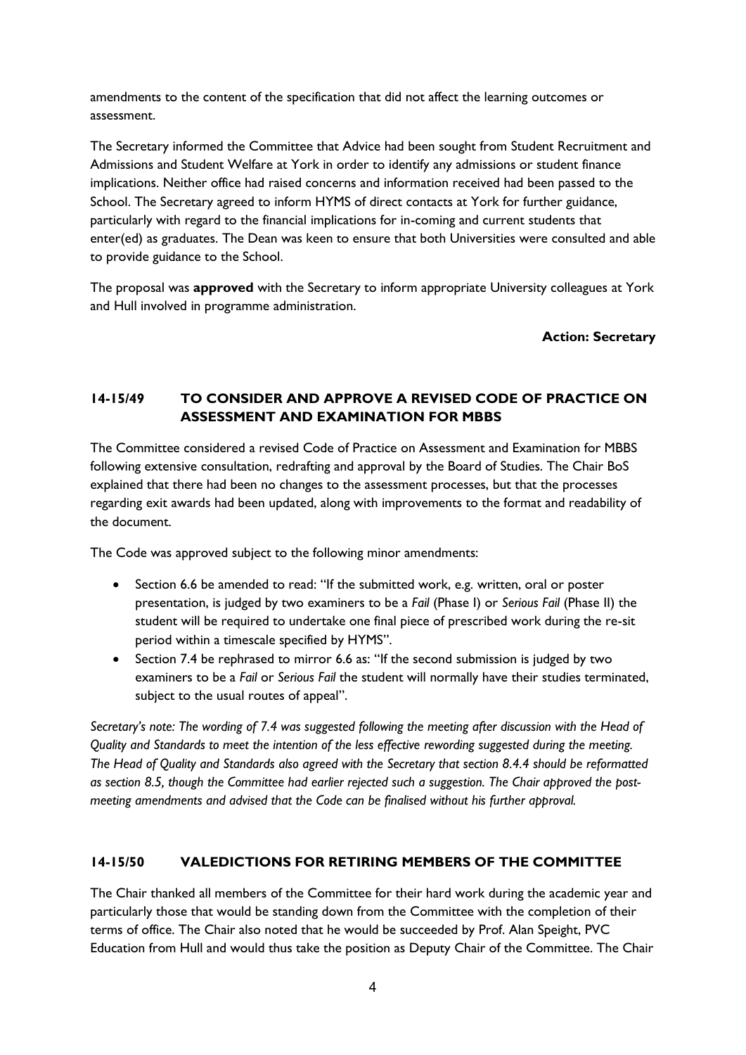amendments to the content of the specification that did not affect the learning outcomes or assessment.

The Secretary informed the Committee that Advice had been sought from Student Recruitment and Admissions and Student Welfare at York in order to identify any admissions or student finance implications. Neither office had raised concerns and information received had been passed to the School. The Secretary agreed to inform HYMS of direct contacts at York for further guidance, particularly with regard to the financial implications for in-coming and current students that enter(ed) as graduates. The Dean was keen to ensure that both Universities were consulted and able to provide guidance to the School.

The proposal was **approved** with the Secretary to inform appropriate University colleagues at York and Hull involved in programme administration.

**Action: Secretary**

## 14-15/49 TO CONSIDER AND APPROVE A REVISED CODE OF PRACTICE ON ASSESSMENT AND EXAMINATION FOR MBBS

The Committee considered a revised Code of Practice on Assessment and Examination for MBBS following extensive consultation, redrafting and approval by the Board of Studies. The Chair BoS explained that there had been no changes to the assessment processes, but that the processes regarding exit awards had been updated, along with improvements to the format and readability of the document.

The Code was approved subject to the following minor amendments:

- Section 6.6 be amended to read: "If the submitted work, e.g. written, oral or poster presentation, is judged by two examiners to be a *Fail* (Phase I) or *Serious Fail* (Phase II) the student will be required to undertake one final piece of prescribed work during the re-sit period within a timescale specified by HYMS".
- Section 7.4 be rephrased to mirror 6.6 as: "If the second submission is judged by two examiners to be a *Fail* or *Serious Fail* the student will normally have their studies terminated, subject to the usual routes of appeal".

*Secretary's note: The wording of 7.4 was suggested following the meeting after discussion with the Head of Quality and Standards to meet the intention of the less effective rewording suggested during the meeting. The Head of Quality and Standards also agreed with the Secretary that section 8.4.4 should be reformatted as section 8.5, though the Committee had earlier rejected such a suggestion. The Chair approved the post-meeting amendments and advised that the Code can be finalised without his further approval.*

## 14-15/50 VALEDICTIONS FOR RETIRING MEMBERS OF THE COMMITTEE

The Chair thanked all members of the Committee for their hard work during the academic year and particularly those that would be standing down from the Committee with the completion of their terms of office. The Chair also noted that he would be succeeded by Prof. Alan Speight, PVC Education from Hull and would thus take the position as Deputy Chair of the Committee. The Chair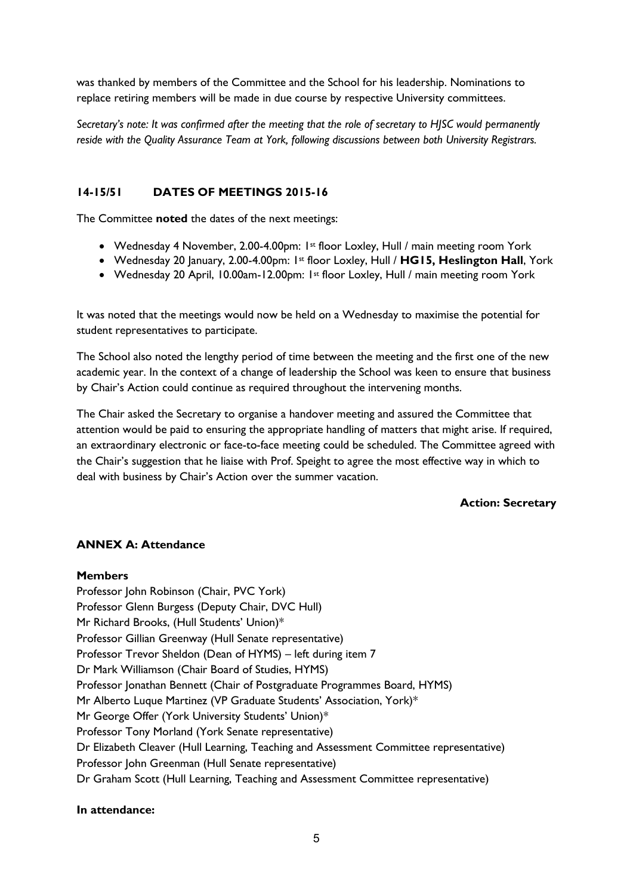was thanked by members of the Committee and the School for his leadership. Nominations to replace retiring members will be made in due course by respective University committees.

*Secretary's note: It was confirmed after the meeting that the role of secretary to HJSC would permanently reside with the Quality Assurance Team at York, following discussions between both University Registrars.*

### 14-15/51 DATES OF MEETINGS 2015-16

The Committee **noted** the dates of the next meetings:

- Wednesday 4 November, 2.00-4.00pm: 1st floor Loxley, Hull / main meeting room York
- Wednesday 20 January, 2.00-4.00pm: 1st floor Loxley, Hull / **HG15, Heslington Hall**, York
- Wednesday 20 April, 10.00am-12.00pm: 1st floor Loxley, Hull / main meeting room York

It was noted that the meetings would now be held on a Wednesday to maximise the potential for student representatives to participate.

The School also noted the lengthy period of time between the meeting and the first one of the new academic year. In the context of a change of leadership the School was keen to ensure that business by Chair's Action could continue as required throughout the intervening months.

The Chair asked the Secretary to organise a handover meeting and assured the Committee that attention would be paid to ensuring the appropriate handling of matters that might arise. If required, an extraordinary electronic or face-to-face meeting could be scheduled. The Committee agreed with the Chair's suggestion that he liaise with Prof. Speight to agree the most effective way in which to deal with business by Chair's Action over the summer vacation.

**Action: Secretary**

### ANNEX A: Attendance

**Members**

Professor John Robinson (Chair, PVC York)
Professor Glenn Burgess (Deputy Chair, DVC Hull)
Mr Richard Brooks, (Hull Students' Union)*
Professor Gillian Greenway (Hull Senate representative)
Professor Trevor Sheldon (Dean of HYMS) – left during item 7
Dr Mark Williamson (Chair Board of Studies, HYMS)
Professor Jonathan Bennett (Chair of Postgraduate Programmes Board, HYMS)
Mr Alberto Luque Martinez (VP Graduate Students' Association, York)*
Mr George Offer (York University Students' Union)*
Professor Tony Morland (York Senate representative)
Dr Elizabeth Cleaver (Hull Learning, Teaching and Assessment Committee representative)
Professor John Greenman (Hull Senate representative)
Dr Graham Scott (Hull Learning, Teaching and Assessment Committee representative)

**In attendance:**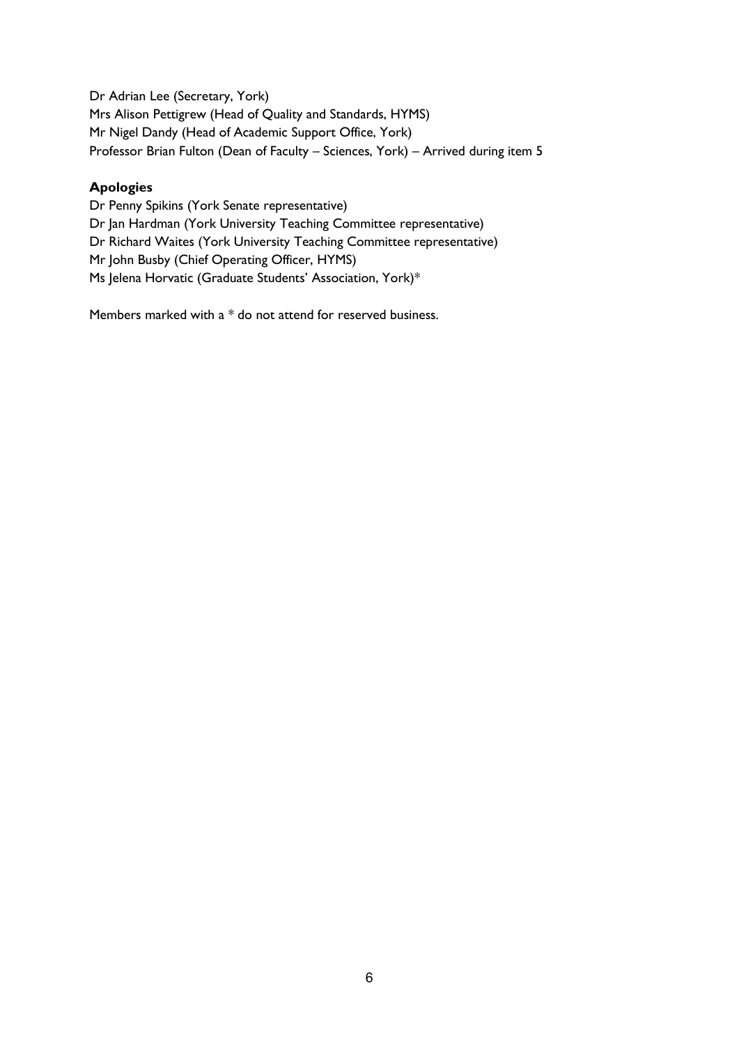Dr Adrian Lee (Secretary, York)
Mrs Alison Pettigrew (Head of Quality and Standards, HYMS)
Mr Nigel Dandy (Head of Academic Support Office, York)
Professor Brian Fulton (Dean of Faculty – Sciences, York) – Arrived during item 5

**Apologies**

Dr Penny Spikins (York Senate representative)
Dr Jan Hardman (York University Teaching Committee representative)
Dr Richard Waites (York University Teaching Committee representative)
Mr John Busby (Chief Operating Officer, HYMS)
Ms Jelena Horvatic (Graduate Students' Association, York)*

Members marked with a * do not attend for reserved business.